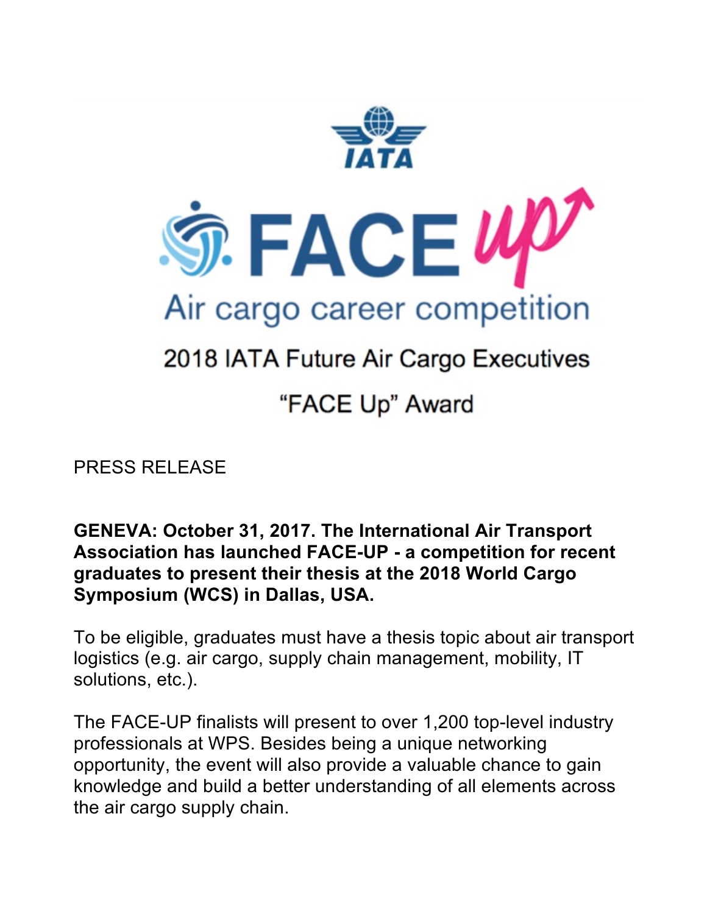IATA

# FACE up

## Air cargo career competition

## 2018 IATA Future Air Cargo Executives

## "FACE Up" Award

PRESS RELEASE

**GENEVA: October 31, 2017. The International Air Transport Association has launched FACE-UP - a competition for recent graduates to present their thesis at the 2018 World Cargo Symposium (WCS) in Dallas, USA.**

To be eligible, graduates must have a thesis topic about air transport logistics (e.g. air cargo, supply chain management, mobility, IT solutions, etc.).

The FACE-UP finalists will present to over 1,200 top-level industry professionals at WPS. Besides being a unique networking opportunity, the event will also provide a valuable chance to gain knowledge and build a better understanding of all elements across the air cargo supply chain.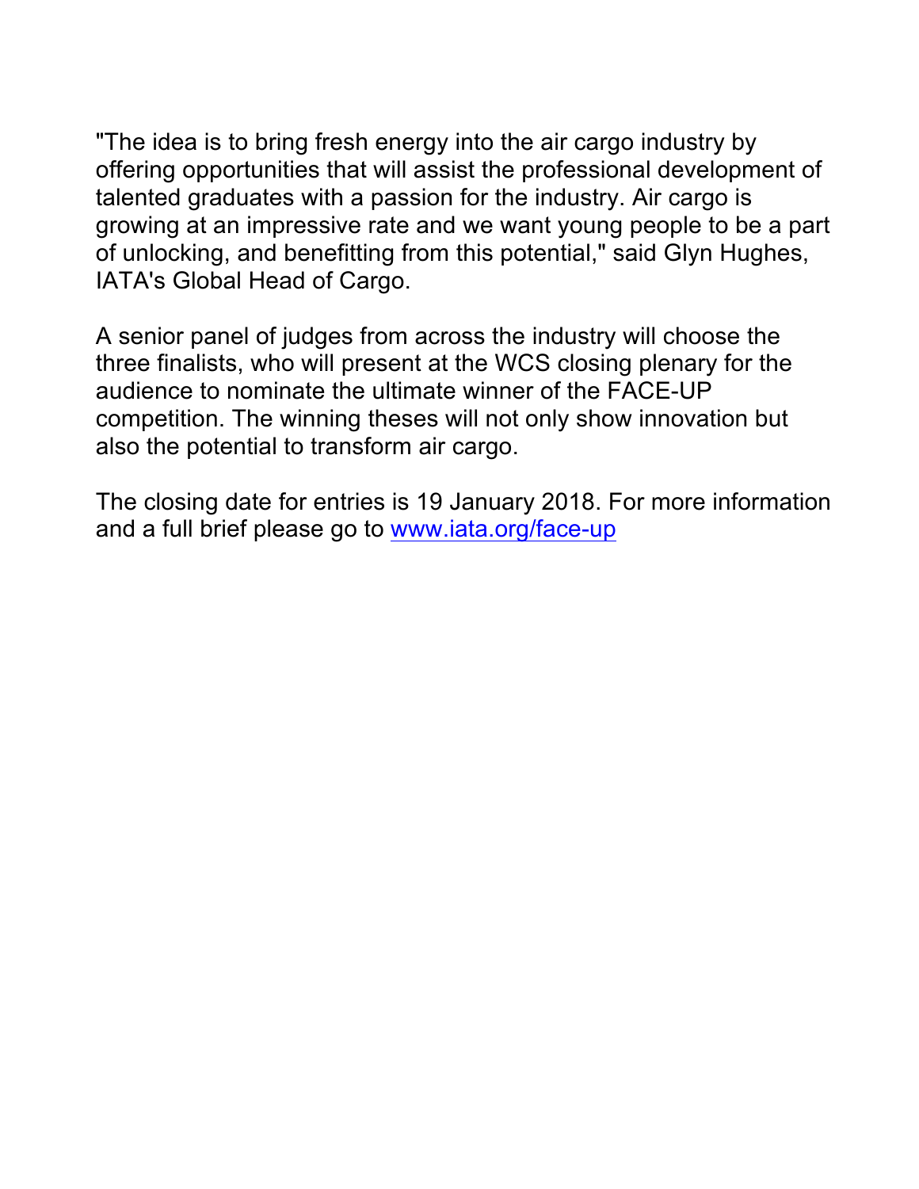"The idea is to bring fresh energy into the air cargo industry by offering opportunities that will assist the professional development of talented graduates with a passion for the industry. Air cargo is growing at an impressive rate and we want young people to be a part of unlocking, and benefitting from this potential," said Glyn Hughes, IATA's Global Head of Cargo.

A senior panel of judges from across the industry will choose the three finalists, who will present at the WCS closing plenary for the audience to nominate the ultimate winner of the FACE-UP competition. The winning theses will not only show innovation but also the potential to transform air cargo.

The closing date for entries is 19 January 2018. For more information and a full brief please go to [www.iata.org/face-up](http://www.iata.org/face-up)